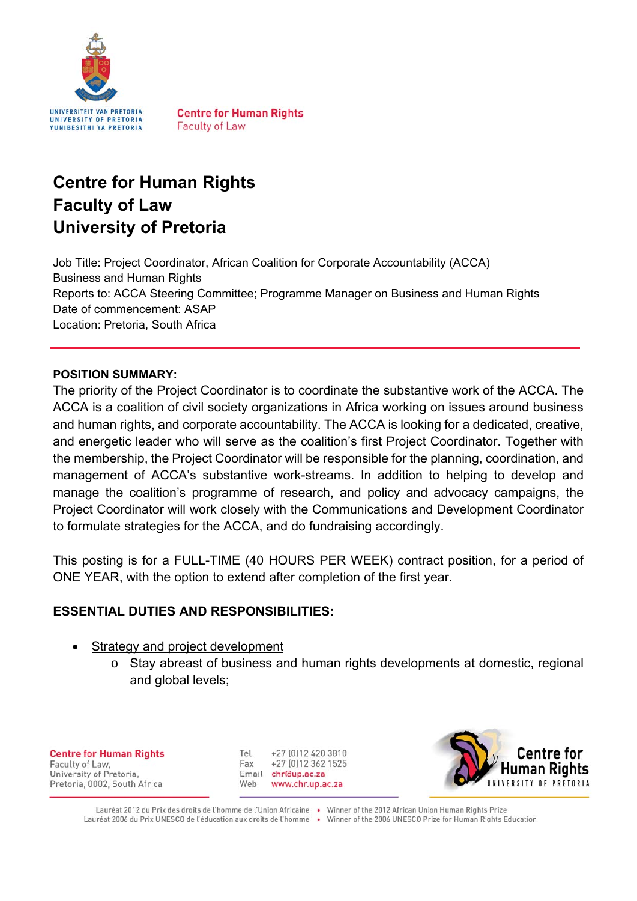# Centre for Human Rights
# Faculty of Law
# University of Pretoria

Job Title: Project Coordinator, African Coalition for Corporate Accountability (ACCA)
Business and Human Rights
Reports to: ACCA Steering Committee; Programme Manager on Business and Human Rights
Date of commencement: ASAP
Location: Pretoria, South Africa

---

**POSITION SUMMARY:**

The priority of the Project Coordinator is to coordinate the substantive work of the ACCA. The ACCA is a coalition of civil society organizations in Africa working on issues around business and human rights, and corporate accountability. The ACCA is looking for a dedicated, creative, and energetic leader who will serve as the coalition's first Project Coordinator. Together with the membership, the Project Coordinator will be responsible for the planning, coordination, and management of ACCA's substantive work-streams. In addition to helping to develop and manage the coalition's programme of research, and policy and advocacy campaigns, the Project Coordinator will work closely with the Communications and Development Coordinator to formulate strategies for the ACCA, and do fundraising accordingly.

This posting is for a FULL-TIME (40 HOURS PER WEEK) contract position, for a period of ONE YEAR, with the option to extend after completion of the first year.

**ESSENTIAL DUTIES AND RESPONSIBILITIES:**

- Strategy and project development
    - Stay abreast of business and human rights developments at domestic, regional and global levels;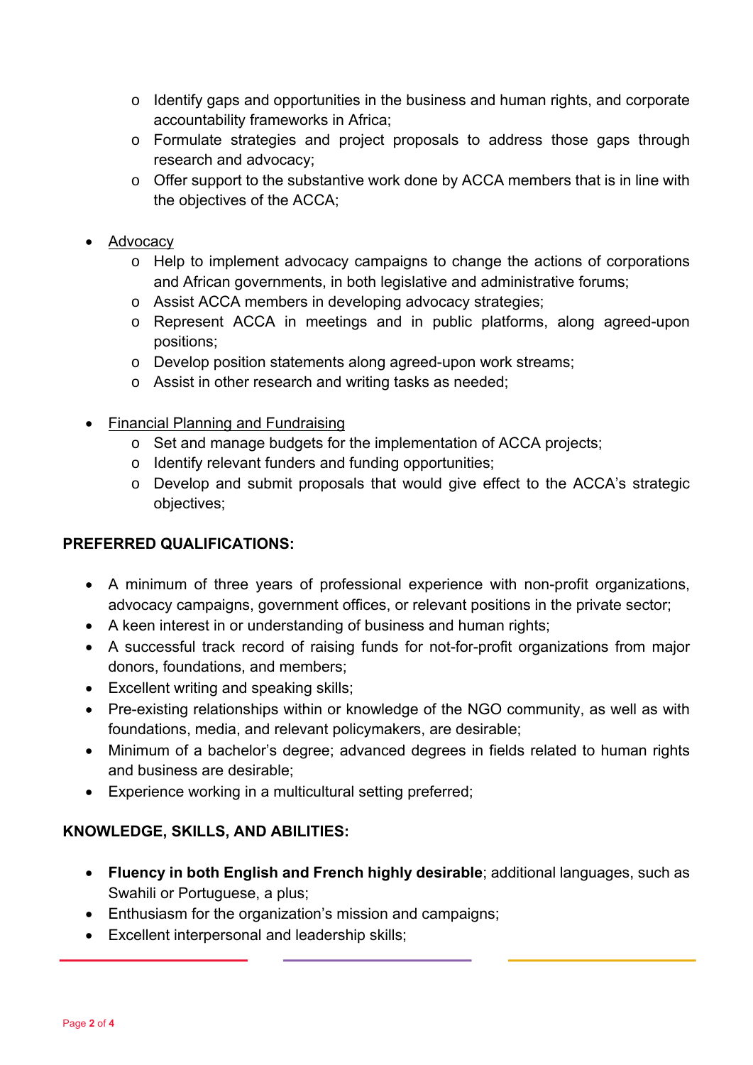- Identify gaps and opportunities in the business and human rights, and corporate accountability frameworks in Africa;
  - Formulate strategies and project proposals to address those gaps through research and advocacy;
  - Offer support to the substantive work done by ACCA members that is in line with the objectives of the ACCA;

- Advocacy
  - Help to implement advocacy campaigns to change the actions of corporations and African governments, in both legislative and administrative forums;
  - Assist ACCA members in developing advocacy strategies;
  - Represent ACCA in meetings and in public platforms, along agreed-upon positions;
  - Develop position statements along agreed-upon work streams;
  - Assist in other research and writing tasks as needed;

- Financial Planning and Fundraising
  - Set and manage budgets for the implementation of ACCA projects;
  - Identify relevant funders and funding opportunities;
  - Develop and submit proposals that would give effect to the ACCA's strategic objectives;

**PREFERRED QUALIFICATIONS:**

- A minimum of three years of professional experience with non-profit organizations, advocacy campaigns, government offices, or relevant positions in the private sector;
- A keen interest in or understanding of business and human rights;
- A successful track record of raising funds for not-for-profit organizations from major donors, foundations, and members;
- Excellent writing and speaking skills;
- Pre-existing relationships within or knowledge of the NGO community, as well as with foundations, media, and relevant policymakers, are desirable;
- Minimum of a bachelor's degree; advanced degrees in fields related to human rights and business are desirable;
- Experience working in a multicultural setting preferred;

**KNOWLEDGE, SKILLS, AND ABILITIES:**

- **Fluency in both English and French highly desirable**; additional languages, such as Swahili or Portuguese, a plus;
- Enthusiasm for the organization's mission and campaigns;
- Excellent interpersonal and leadership skills;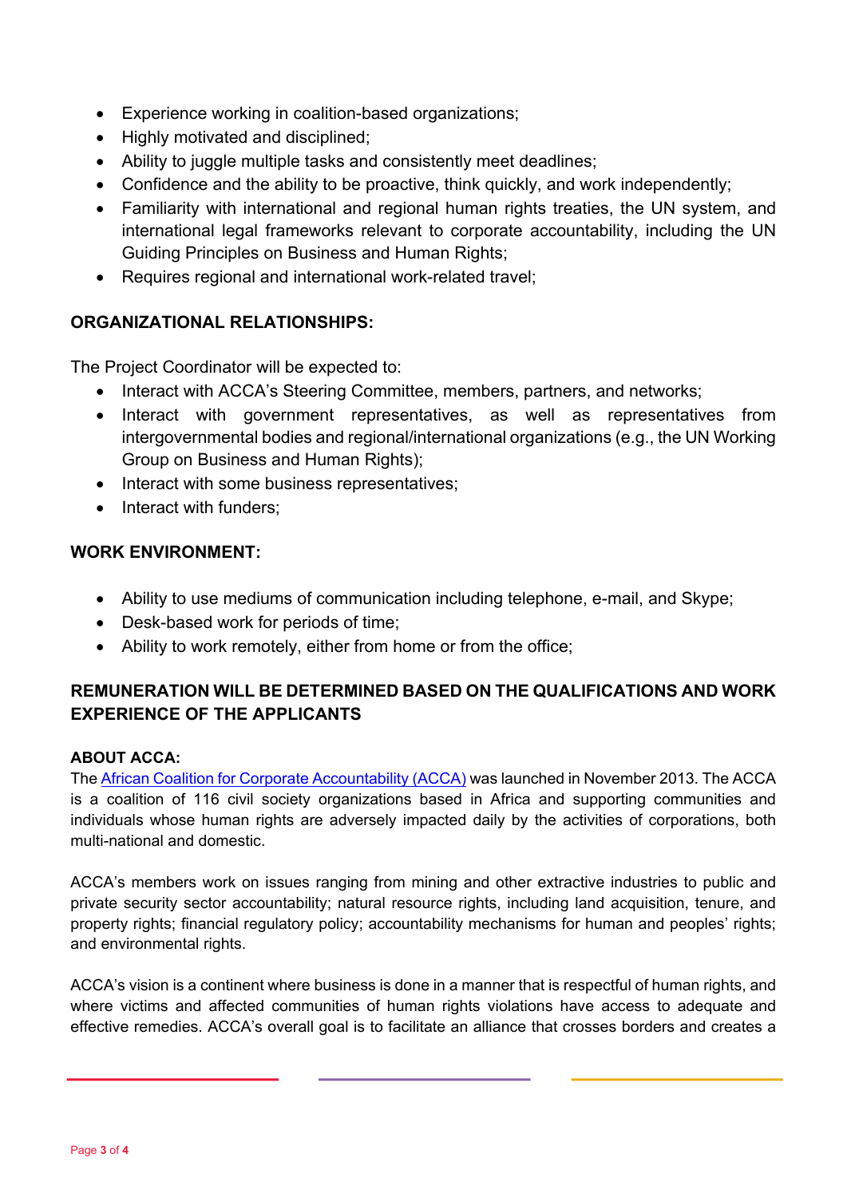- Experience working in coalition-based organizations;
- Highly motivated and disciplined;
- Ability to juggle multiple tasks and consistently meet deadlines;
- Confidence and the ability to be proactive, think quickly, and work independently;
- Familiarity with international and regional human rights treaties, the UN system, and international legal frameworks relevant to corporate accountability, including the UN Guiding Principles on Business and Human Rights;
- Requires regional and international work-related travel;

**ORGANIZATIONAL RELATIONSHIPS:**

The Project Coordinator will be expected to:

- Interact with ACCA's Steering Committee, members, partners, and networks;
- Interact with government representatives, as well as representatives from intergovernmental bodies and regional/international organizations (e.g., the UN Working Group on Business and Human Rights);
- Interact with some business representatives;
- Interact with funders;

**WORK ENVIRONMENT:**

- Ability to use mediums of communication including telephone, e-mail, and Skype;
- Desk-based work for periods of time;
- Ability to work remotely, either from home or from the office;

**REMUNERATION WILL BE DETERMINED BASED ON THE QUALIFICATIONS AND WORK EXPERIENCE OF THE APPLICANTS**

**ABOUT ACCA:**

The African Coalition for Corporate Accountability (ACCA) was launched in November 2013. The ACCA is a coalition of 116 civil society organizations based in Africa and supporting communities and individuals whose human rights are adversely impacted daily by the activities of corporations, both multi-national and domestic.

ACCA's members work on issues ranging from mining and other extractive industries to public and private security sector accountability; natural resource rights, including land acquisition, tenure, and property rights; financial regulatory policy; accountability mechanisms for human and peoples' rights; and environmental rights.

ACCA's vision is a continent where business is done in a manner that is respectful of human rights, and where victims and affected communities of human rights violations have access to adequate and effective remedies. ACCA's overall goal is to facilitate an alliance that crosses borders and creates a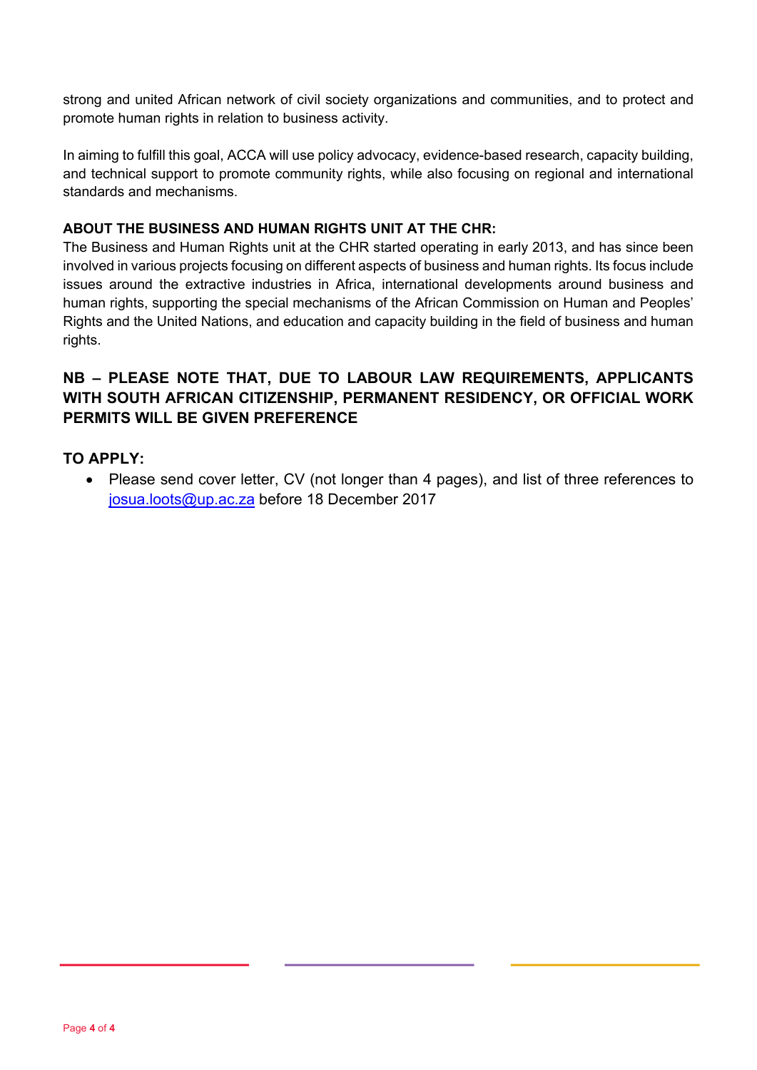strong and united African network of civil society organizations and communities, and to protect and promote human rights in relation to business activity.

In aiming to fulfill this goal, ACCA will use policy advocacy, evidence-based research, capacity building, and technical support to promote community rights, while also focusing on regional and international standards and mechanisms.

**ABOUT THE BUSINESS AND HUMAN RIGHTS UNIT AT THE CHR:**

The Business and Human Rights unit at the CHR started operating in early 2013, and has since been involved in various projects focusing on different aspects of business and human rights. Its focus include issues around the extractive industries in Africa, international developments around business and human rights, supporting the special mechanisms of the African Commission on Human and Peoples' Rights and the United Nations, and education and capacity building in the field of business and human rights.

## NB – PLEASE NOTE THAT, DUE TO LABOUR LAW REQUIREMENTS, APPLICANTS WITH SOUTH AFRICAN CITIZENSHIP, PERMANENT RESIDENCY, OR OFFICIAL WORK PERMITS WILL BE GIVEN PREFERENCE

## TO APPLY:

- Please send cover letter, CV (not longer than 4 pages), and list of three references to josua.loots@up.ac.za before 18 December 2017